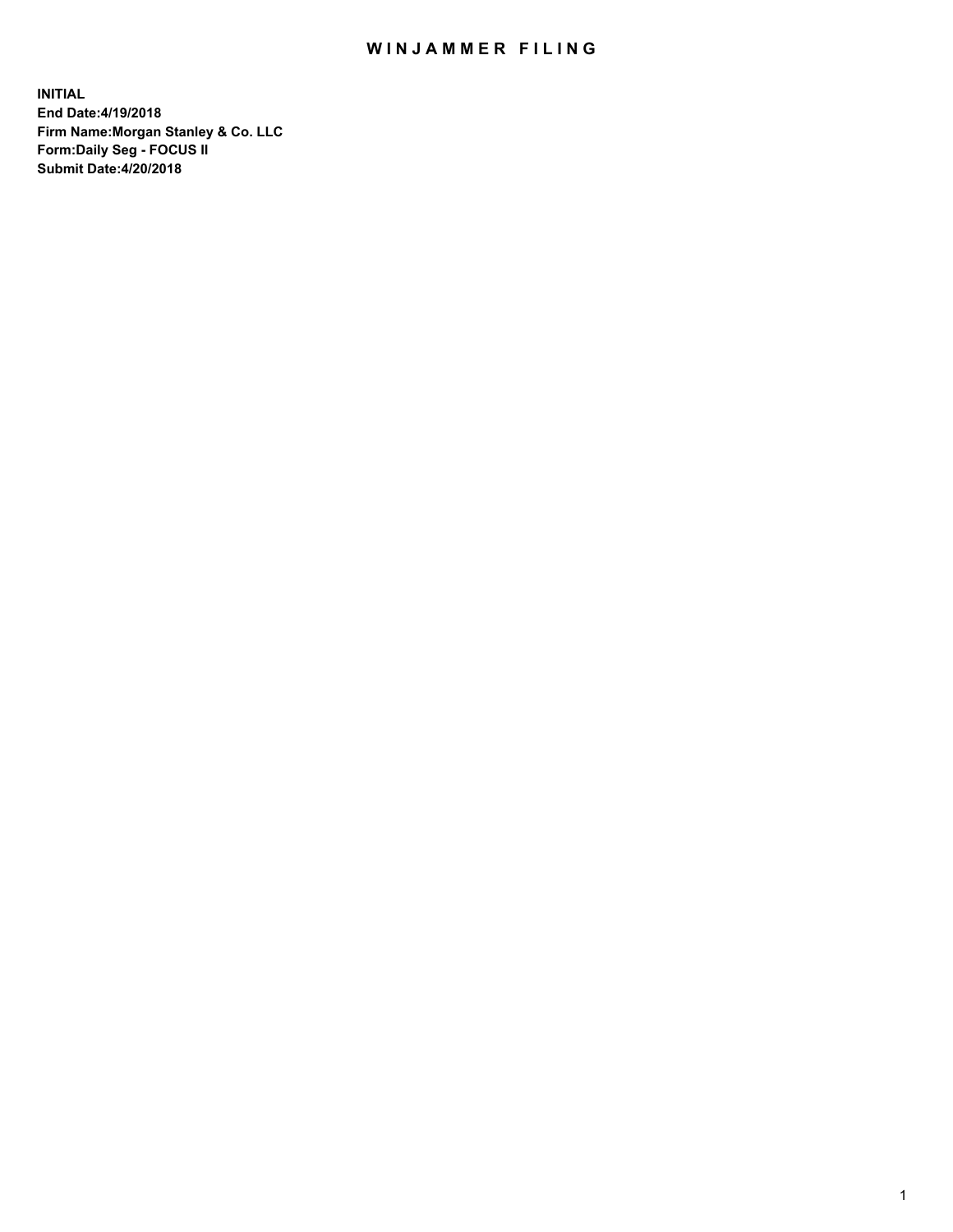# WINJAMMER FILING

**INITIAL**
**End Date:4/19/2018**
**Firm Name:Morgan Stanley & Co. LLC**
**Form:Daily Seg - FOCUS II**
**Submit Date:4/20/2018**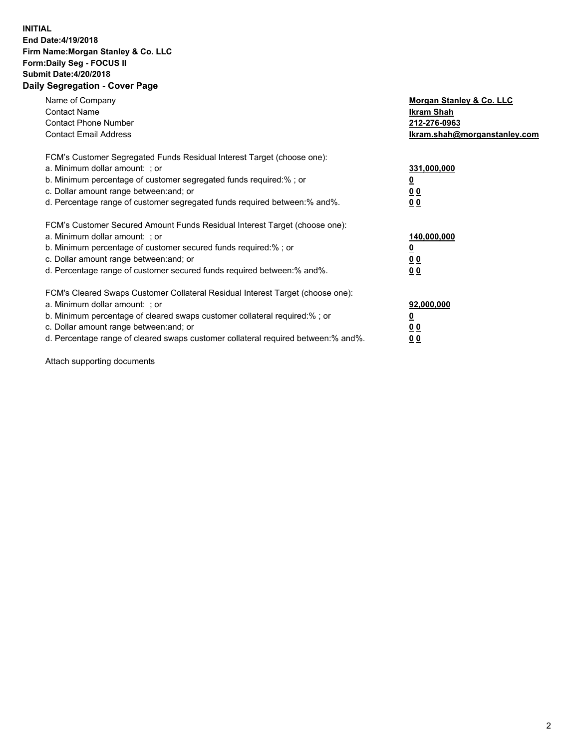**INITIAL**
**End Date:4/19/2018**
**Firm Name:Morgan Stanley & Co. LLC**
**Form:Daily Seg - FOCUS II**
**Submit Date:4/20/2018**
**Daily Segregation - Cover Page**

| | |
|---|---|
| Name of Company | **Morgan Stanley & Co. LLC** |
| Contact Name | **Ikram Shah** |
| Contact Phone Number | **212-276-0963** |
| Contact Email Address | **Ikram.shah@morganstanley.com** |

| | |
|---|---|
| FCM's Customer Segregated Funds Residual Interest Target (choose one): | |
| a. Minimum dollar amount: ; or | **331,000,000** |
| b. Minimum percentage of customer segregated funds required:% ; or | **0** |
| c. Dollar amount range between:and; or | **0 0** |
| d. Percentage range of customer segregated funds required between:% and%. | **0 0** |

| | |
|---|---|
| FCM's Customer Secured Amount Funds Residual Interest Target (choose one): | |
| a. Minimum dollar amount: ; or | **140,000,000** |
| b. Minimum percentage of customer secured funds required:% ; or | **0** |
| c. Dollar amount range between:and; or | **0 0** |
| d. Percentage range of customer secured funds required between:% and%. | **0 0** |

| | |
|---|---|
| FCM's Cleared Swaps Customer Collateral Residual Interest Target (choose one): | |
| a. Minimum dollar amount: ; or | **92,000,000** |
| b. Minimum percentage of cleared swaps customer collateral required:% ; or | **0** |
| c. Dollar amount range between:and; or | **0 0** |
| d. Percentage range of cleared swaps customer collateral required between:% and%. | **0 0** |

Attach supporting documents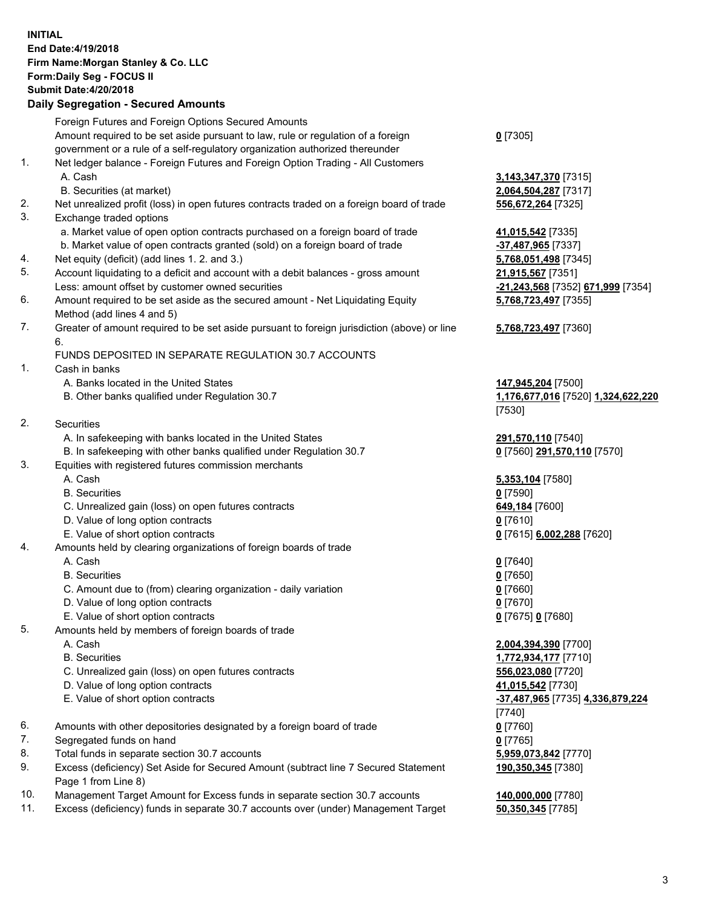**INITIAL**
**End Date:4/19/2018**
**Firm Name:Morgan Stanley & Co. LLC**
**Form:Daily Seg - FOCUS II**
**Submit Date:4/20/2018**

## Daily Segregation - Secured Amounts

| | | |
|---|---|---|
| | Foreign Futures and Foreign Options Secured Amounts | |
| | Amount required to be set aside pursuant to law, rule or regulation of a foreign government or a rule of a self-regulatory organization authorized thereunder | 0 [7305] |
| 1. | Net ledger balance - Foreign Futures and Foreign Option Trading - All Customers | |
| | A. Cash | 3,143,347,370 [7315] |
| | B. Securities (at market) | 2,064,504,287 [7317] |
| 2. | Net unrealized profit (loss) in open futures contracts traded on a foreign board of trade | 556,672,264 [7325] |
| 3. | Exchange traded options | |
| | a. Market value of open option contracts purchased on a foreign board of trade | 41,015,542 [7335] |
| | b. Market value of open contracts granted (sold) on a foreign board of trade | -37,487,965 [7337] |
| 4. | Net equity (deficit) (add lines 1. 2. and 3.) | 5,768,051,498 [7345] |
| 5. | Account liquidating to a deficit and account with a debit balances - gross amount | 21,915,567 [7351] |
| | Less: amount offset by customer owned securities | -21,243,568 [7352] 671,999 [7354] |
| 6. | Amount required to be set aside as the secured amount - Net Liquidating Equity Method (add lines 4 and 5) | 5,768,723,497 [7355] |
| 7. | Greater of amount required to be set aside pursuant to foreign jurisdiction (above) or line 6. | 5,768,723,497 [7360] |
| | FUNDS DEPOSITED IN SEPARATE REGULATION 30.7 ACCOUNTS | |
| 1. | Cash in banks | |
| | A. Banks located in the United States | 147,945,204 [7500] |
| | B. Other banks qualified under Regulation 30.7 | 1,176,677,016 [7520] 1,324,622,220 [7530] |
| 2. | Securities | |
| | A. In safekeeping with banks located in the United States | 291,570,110 [7540] |
| | B. In safekeeping with other banks qualified under Regulation 30.7 | 0 [7560] 291,570,110 [7570] |
| 3. | Equities with registered futures commission merchants | |
| | A. Cash | 5,353,104 [7580] |
| | B. Securities | 0 [7590] |
| | C. Unrealized gain (loss) on open futures contracts | 649,184 [7600] |
| | D. Value of long option contracts | 0 [7610] |
| | E. Value of short option contracts | 0 [7615] 6,002,288 [7620] |
| 4. | Amounts held by clearing organizations of foreign boards of trade | |
| | A. Cash | 0 [7640] |
| | B. Securities | 0 [7650] |
| | C. Amount due to (from) clearing organization - daily variation | 0 [7660] |
| | D. Value of long option contracts | 0 [7670] |
| | E. Value of short option contracts | 0 [7675] 0 [7680] |
| 5. | Amounts held by members of foreign boards of trade | |
| | A. Cash | 2,004,394,390 [7700] |
| | B. Securities | 1,772,934,177 [7710] |
| | C. Unrealized gain (loss) on open futures contracts | 556,023,080 [7720] |
| | D. Value of long option contracts | 41,015,542 [7730] |
| | E. Value of short option contracts | -37,487,965 [7735] 4,336,879,224 [7740] |
| 6. | Amounts with other depositories designated by a foreign board of trade | 0 [7760] |
| 7. | Segregated funds on hand | 0 [7765] |
| 8. | Total funds in separate section 30.7 accounts | 5,959,073,842 [7770] |
| 9. | Excess (deficiency) Set Aside for Secured Amount (subtract line 7 Secured Statement Page 1 from Line 8) | 190,350,345 [7380] |
| 10. | Management Target Amount for Excess funds in separate section 30.7 accounts | 140,000,000 [7780] |
| 11. | Excess (deficiency) funds in separate 30.7 accounts over (under) Management Target | 50,350,345 [7785] |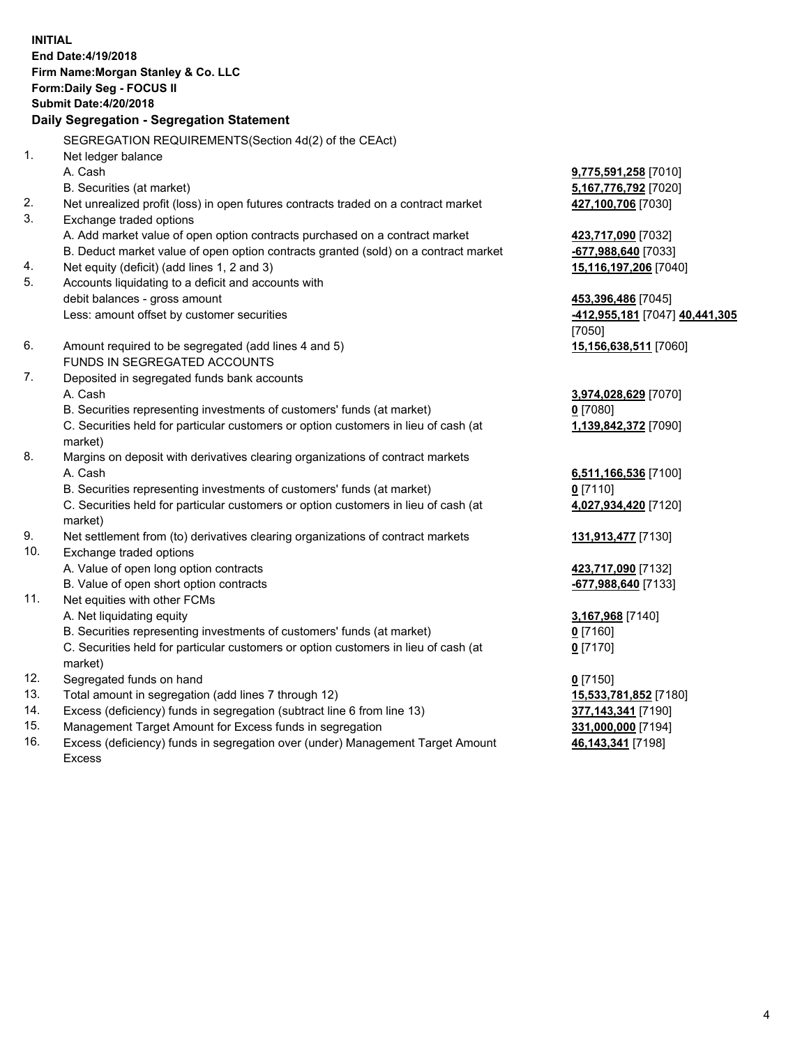**INITIAL**
**End Date:4/19/2018**
**Firm Name:Morgan Stanley & Co. LLC**
**Form:Daily Seg - FOCUS II**
**Submit Date:4/20/2018**

## Daily Segregation - Segregation Statement

SEGREGATION REQUIREMENTS(Section 4d(2) of the CEAct)

| | | |
|---|---|---|
| 1. | Net ledger balance | |
| | A. Cash | **9,775,591,258** [7010] |
| | B. Securities (at market) | **5,167,776,792** [7020] |
| 2. | Net unrealized profit (loss) in open futures contracts traded on a contract market | **427,100,706** [7030] |
| 3. | Exchange traded options | |
| | A. Add market value of open option contracts purchased on a contract market | **423,717,090** [7032] |
| | B. Deduct market value of open option contracts granted (sold) on a contract market | **-677,988,640** [7033] |
| 4. | Net equity (deficit) (add lines 1, 2 and 3) | **15,116,197,206** [7040] |
| 5. | Accounts liquidating to a deficit and accounts with debit balances - gross amount | **453,396,486** [7045] |
| | Less: amount offset by customer securities | **-412,955,181** [7047] **40,441,305** [7050] |
| 6. | Amount required to be segregated (add lines 4 and 5) | **15,156,638,511** [7060] |
| | FUNDS IN SEGREGATED ACCOUNTS | |
| 7. | Deposited in segregated funds bank accounts | |
| | A. Cash | **3,974,028,629** [7070] |
| | B. Securities representing investments of customers' funds (at market) | **0** [7080] |
| | C. Securities held for particular customers or option customers in lieu of cash (at market) | **1,139,842,372** [7090] |
| 8. | Margins on deposit with derivatives clearing organizations of contract markets | |
| | A. Cash | **6,511,166,536** [7100] |
| | B. Securities representing investments of customers' funds (at market) | **0** [7110] |
| | C. Securities held for particular customers or option customers in lieu of cash (at market) | **4,027,934,420** [7120] |
| 9. | Net settlement from (to) derivatives clearing organizations of contract markets | **131,913,477** [7130] |
| 10. | Exchange traded options | |
| | A. Value of open long option contracts | **423,717,090** [7132] |
| | B. Value of open short option contracts | **-677,988,640** [7133] |
| 11. | Net equities with other FCMs | |
| | A. Net liquidating equity | **3,167,968** [7140] |
| | B. Securities representing investments of customers' funds (at market) | **0** [7160] |
| | C. Securities held for particular customers or option customers in lieu of cash (at market) | **0** [7170] |
| 12. | Segregated funds on hand | **0** [7150] |
| 13. | Total amount in segregation (add lines 7 through 12) | **15,533,781,852** [7180] |
| 14. | Excess (deficiency) funds in segregation (subtract line 6 from line 13) | **377,143,341** [7190] |
| 15. | Management Target Amount for Excess funds in segregation | **331,000,000** [7194] |
| 16. | Excess (deficiency) funds in segregation over (under) Management Target Amount Excess | **46,143,341** [7198] |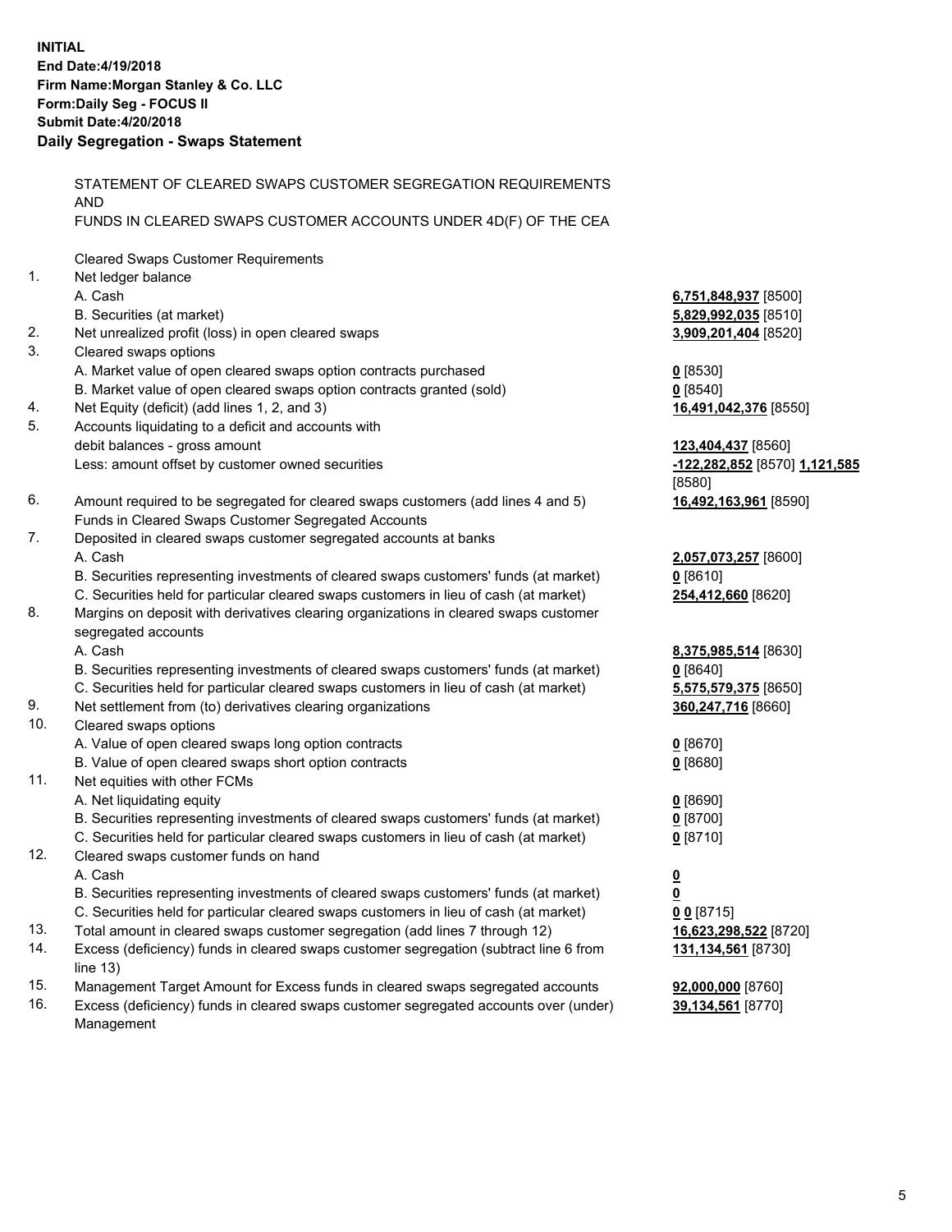**INITIAL**
**End Date:4/19/2018**
**Firm Name:Morgan Stanley & Co. LLC**
**Form:Daily Seg - FOCUS II**
**Submit Date:4/20/2018**
**Daily Segregation - Swaps Statement**

STATEMENT OF CLEARED SWAPS CUSTOMER SEGREGATION REQUIREMENTS AND FUNDS IN CLEARED SWAPS CUSTOMER ACCOUNTS UNDER 4D(F) OF THE CEA

| | | |
|---|---|---|
| | Cleared Swaps Customer Requirements | |
| 1. | Net ledger balance | |
| | A. Cash | **6,751,848,937** [8500] |
| | B. Securities (at market) | **5,829,992,035** [8510] |
| 2. | Net unrealized profit (loss) in open cleared swaps | **3,909,201,404** [8520] |
| 3. | Cleared swaps options | |
| | A. Market value of open cleared swaps option contracts purchased | **0** [8530] |
| | B. Market value of open cleared swaps option contracts granted (sold) | **0** [8540] |
| 4. | Net Equity (deficit) (add lines 1, 2, and 3) | **16,491,042,376** [8550] |
| 5. | Accounts liquidating to a deficit and accounts with debit balances - gross amount | **123,404,437** [8560] |
| | Less: amount offset by customer owned securities | **-122,282,852** [8570] **1,121,585** [8580] |
| 6. | Amount required to be segregated for cleared swaps customers (add lines 4 and 5) | **16,492,163,961** [8590] |
| | Funds in Cleared Swaps Customer Segregated Accounts | |
| 7. | Deposited in cleared swaps customer segregated accounts at banks | |
| | A. Cash | **2,057,073,257** [8600] |
| | B. Securities representing investments of cleared swaps customers' funds (at market) | **0** [8610] |
| | C. Securities held for particular cleared swaps customers in lieu of cash (at market) | **254,412,660** [8620] |
| 8. | Margins on deposit with derivatives clearing organizations in cleared swaps customer segregated accounts | |
| | A. Cash | **8,375,985,514** [8630] |
| | B. Securities representing investments of cleared swaps customers' funds (at market) | **0** [8640] |
| | C. Securities held for particular cleared swaps customers in lieu of cash (at market) | **5,575,579,375** [8650] |
| 9. | Net settlement from (to) derivatives clearing organizations | **360,247,716** [8660] |
| 10. | Cleared swaps options | |
| | A. Value of open cleared swaps long option contracts | **0** [8670] |
| | B. Value of open cleared swaps short option contracts | **0** [8680] |
| 11. | Net equities with other FCMs | |
| | A. Net liquidating equity | **0** [8690] |
| | B. Securities representing investments of cleared swaps customers' funds (at market) | **0** [8700] |
| | C. Securities held for particular cleared swaps customers in lieu of cash (at market) | **0** [8710] |
| 12. | Cleared swaps customer funds on hand | |
| | A. Cash | **0** |
| | B. Securities representing investments of cleared swaps customers' funds (at market) | **0** |
| | C. Securities held for particular cleared swaps customers in lieu of cash (at market) | **0** **0** [8715] |
| 13. | Total amount in cleared swaps customer segregation (add lines 7 through 12) | **16,623,298,522** [8720] |
| 14. | Excess (deficiency) funds in cleared swaps customer segregation (subtract line 6 from line 13) | **131,134,561** [8730] |
| 15. | Management Target Amount for Excess funds in cleared swaps segregated accounts | **92,000,000** [8760] |
| 16. | Excess (deficiency) funds in cleared swaps customer segregated accounts over (under) Management | **39,134,561** [8770] |